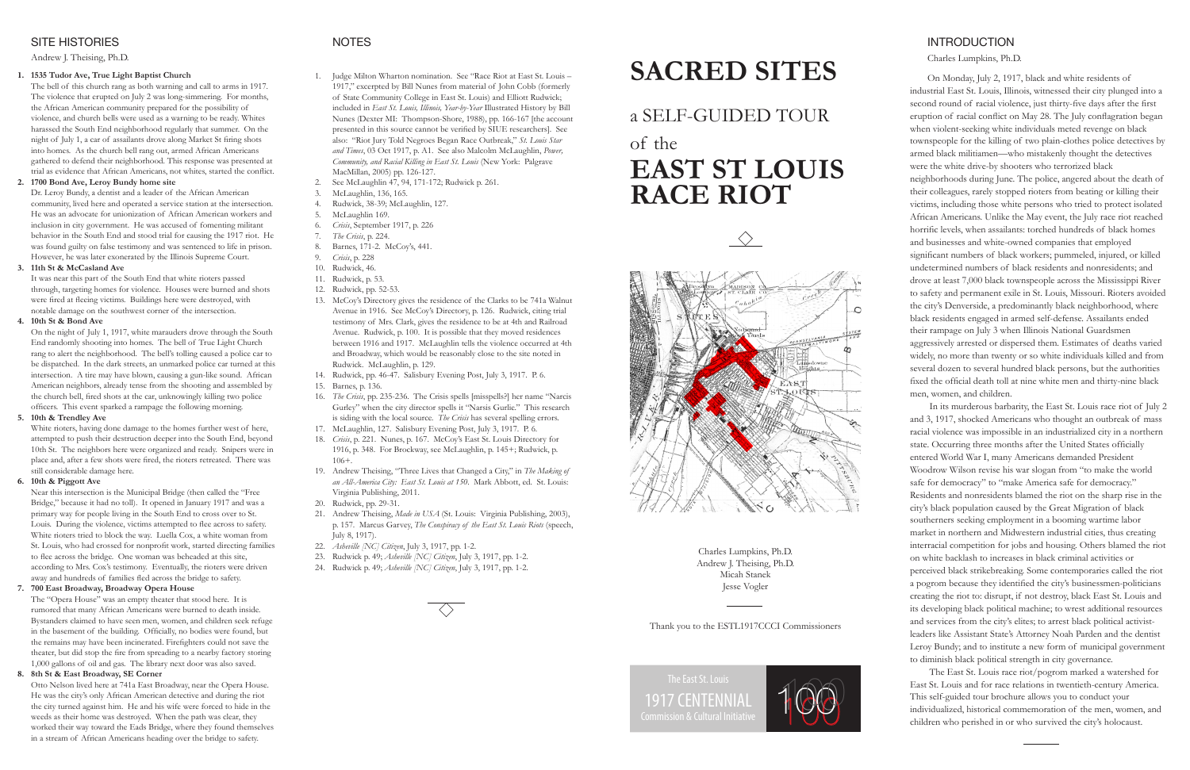## SITE HISTORIES

Andrew J. Theising, Ph.D.

**1. 1535 Tudor Ave, True Light Baptist Church**

The bell of this church rang as both warning and call to arms in 1917. The violence that erupted on July 2 was long-simmering. For months, the African American community prepared for the possibility of violence, and church bells were used as a warning to be ready. Whites harassed the South End neighborhood regularly that summer. On the night of July 1, a car of assailants drove along Market St firing shots into homes. As the church bell rang out, armed African Americans gathered to defend their neighborhood. This response was presented at trial as evidence that African Americans, not whites, started the conflict.

**2. 1700 Bond Ave, Leroy Bundy home site**

Dr. Leroy Bundy, a dentist and a leader of the African American community, lived here and operated a service station at the intersection. He was an advocate for unionization of African American workers and inclusion in city government. He was accused of fomenting militant behavior in the South End and stood trial for causing the 1917 riot. He was found guilty on false testimony and was sentenced to life in prison. However, he was later exonerated by the Illinois Supreme Court.

**3. 11th St & McCasland Ave**

It was near this part of the South End that white rioters passed through, targeting homes for violence. Houses were burned and shots were fired at fleeing victims. Buildings here were destroyed, with notable damage on the southwest corner of the intersection.

**4. 10th St & Bond Ave**

On the night of July 1, 1917, white marauders drove through the South End randomly shooting into homes. The bell of True Light Church rang to alert the neighborhood. The bell's tolling caused a police car to be dispatched. In the dark streets, an unmarked police car turned at this intersection. A tire may have blown, causing a gun-like sound. African American neighbors, already tense from the shooting and assembled by the church bell, fired shots at the car, unknowingly killing two police officers. This event sparked a rampage the following morning.

**5. 10th & Trendley Ave**

White rioters, having done damage to the homes further west of here, attempted to push their destruction deeper into the South End, beyond 10th St. The neighbors here were organized and ready. Snipers were in place and, after a few shots were fired, the rioters retreated. There was still considerable damage here.

**6. 10th & Piggott Ave**

Near this intersection is the Municipal Bridge (then called the "Free Bridge," because it had no toll). It opened in January 1917 and was a primary way for people living in the South End to cross over to St. Louis. During the violence, victims attempted to flee across to safety. White rioters tried to block the way. Luella Cox, a white woman from St. Louis, who had crossed for nonprofit work, started directing families to flee across the bridge. One woman was beheaded at this site, according to Mrs. Cox's testimony. Eventually, the rioters were driven away and hundreds of families fled across the bridge to safety.

**7. 700 East Broadway, Broadway Opera House**

The "Opera House" was an empty theater that stood here. It is rumored that many African Americans were burned to death inside. Bystanders claimed to have seen men, women, and children seek refuge in the basement of the building. Officially, no bodies were found, but the remains may have been incinerated. Firefighters could not save the theater, but did stop the fire from spreading to a nearby factory storing 1,000 gallons of oil and gas. The library next door was also saved.

**8. 8th St & East Broadway, SE Corner**

Otto Nelson lived here at 741a East Broadway, near the Opera House. He was the city's only African American detective and during the riot the city turned against him. He and his wife were forced to hide in the weeds as their home was destroyed. When the path was clear, they worked their way toward the Eads Bridge, where they found themselves in a stream of African Americans heading over the bridge to safety.

## NOTES

1. Judge Milton Wharton nomination. See "Race Riot at East St. Louis – 1917," excerpted by Bill Nunes from material of John Cobb (formerly of State Community College in East St. Louis) and Elliott Rudwick; included in *East St. Louis, Illinois, Year-by-Year* Illustrated History by Bill Nunes (Dexter MI: Thompson-Shore, 1988), pp. 166-167 [the account presented in this source cannot be verified by SIUE researchers]. See also: "Riot Jury Told Negroes Began Race Outbreak," *St. Louis Star and Times*, 03 Oct 1917, p. A1. See also Malcolm McLaughlin, *Power, Community, and Racial Killing in East St. Louis* (New York: Palgrave MacMillan, 2005) pp. 126-127.
2. See McLaughlin 47, 94, 171-172; Rudwick p. 261.
3. McLaughlin, 136, 165.
4. Rudwick, 38-39; McLaughlin, 127.
5. McLaughlin 169.
6. *Crisis*, September 1917, p. 226
7. *The Crisis*, p. 224.
8. Barnes, 171-2. McCoy's, 441.
9. *Crisis*, p. 228
10. Rudwick, 46.
11. Rudwick, p. 53.
12. Rudwick, pp. 52-53.
13. McCoy's Directory gives the residence of the Clarks to be 741a Walnut Avenue in 1916. See McCoy's Directory, p. 126. Rudwick, citing trial testimony of Mrs. Clark, gives the residence to be at 4th and Railroad Avenue. Rudwick, p. 100. It is possible that they moved residences between 1916 and 1917. McLaughlin tells the violence occurred at 4th and Broadway, which would be reasonably close to the site noted in Rudwick. McLaughlin, p. 129.
14. Rudwick, pp. 46-47. Salisbury Evening Post, July 3, 1917. P. 6.
15. Barnes, p. 136.
16. *The Crisis*, pp. 235-236. The Crisis spells [misspells?] her name "Narcis Gurley" when the city director spells it "Narsis Gurlie." This research is siding with the local source. *The Crisis* has several spelling errors.
17. McLaughlin, 127. Salisbury Evening Post, July 3, 1917. P. 6.
18. *Crisis*, p. 221. Nunes, p. 167. McCoy's East St. Louis Directory for 1916, p. 348. For Brockway, see McLaughlin, p. 145+; Rudwick, p. 106+.
19. Andrew Theising, "Three Lives that Changed a City," in *The Making of an All-America City: East St. Louis at 150*. Mark Abbott, ed. St. Louis: Virginia Publishing, 2011.
20. Rudwick, pp. 29-31.
21. Andrew Theising, *Made in USA* (St. Louis: Virginia Publishing, 2003), p. 157. Marcus Garvey, *The Conspiracy of the East St. Louis Riots* (speech, July 8, 1917).
22. *Asheville [NC] Citizen*, July 3, 1917, pp. 1-2.
23. Rudwick p. 49; *Asheville [NC] Citizen*, July 3, 1917, pp. 1-2.
24. Rudwick p. 49; *Asheville [NC] Citizen*, July 3, 1917, pp. 1-2.

# SACRED SITES

## a SELF-GUIDED TOUR of the EAST ST LOUIS RACE RIOT

Charles Lumpkins, Ph.D.
Andrew J. Theising, Ph.D.
Micah Stanek
Jesse Vogler

Thank you to the ESTL1917CCCI Commissioners

The East St. Louis 1917 CENTENNIAL Commission & Cultural Initiative

## INTRODUCTION

Charles Lumpkins, Ph.D.

On Monday, July 2, 1917, black and white residents of industrial East St. Louis, Illinois, witnessed their city plunged into a second round of racial violence, just thirty-five days after the first eruption of racial conflict on May 28. The July conflagration began when violent-seeking white individuals meted revenge on black townspeople for the killing of two plain-clothes police detectives by armed black militiamen—who mistakenly thought the detectives were the white drive-by shooters who terrorized black neighborhoods during June. The police, angered about the death of their colleagues, rarely stopped rioters from beating or killing their victims, including those white persons who tried to protect isolated African Americans. Unlike the May event, the July race riot reached horrific levels, when assailants: torched hundreds of black homes and businesses and white-owned companies that employed significant numbers of black workers; pummeled, injured, or killed undetermined numbers of black residents and nonresidents; and drove at least 7,000 black townspeople across the Mississippi River to safety and permanent exile in St. Louis, Missouri. Rioters avoided the city's Denverside, a predominantly black neighborhood, where black residents engaged in armed self-defense. Assailants ended their rampage on July 3 when Illinois National Guardsmen aggressively arrested or dispersed them. Estimates of deaths varied widely, no more than twenty or so white individuals killed and from several dozen to several hundred black persons, but the authorities fixed the official death toll at nine white men and thirty-nine black men, women, and children.

In its murderous barbarity, the East St. Louis race riot of July 2 and 3, 1917, shocked Americans who thought an outbreak of mass racial violence was impossible in an industrialized city in a northern state. Occurring three months after the United States officially entered World War I, many Americans demanded President Woodrow Wilson revise his war slogan from "to make the world safe for democracy" to "make America safe for democracy." Residents and nonresidents blamed the riot on the sharp rise in the city's black population caused by the Great Migration of black southerners seeking employment in a booming wartime labor market in northern and Midwestern industrial cities, thus creating interracial competition for jobs and housing. Others blamed the riot on white backlash to increases in black criminal activities or perceived black strikebreaking. Some contemporaries called the riot a pogrom because they identified the city's businessmen-politicians creating the riot to: disrupt, if not destroy, black East St. Louis and its developing black political machine; to wrest additional resources and services from the city's elites; to arrest black political activist-leaders like Assistant State's Attorney Noah Parden and the dentist Leroy Bundy; and to institute a new form of municipal government to diminish black political strength in city governance.

The East St. Louis race riot/pogrom marked a watershed for East St. Louis and for race relations in twentieth-century America. This self-guided tour brochure allows you to conduct your individualized, historical commemoration of the men, women, and children who perished in or who survived the city's holocaust.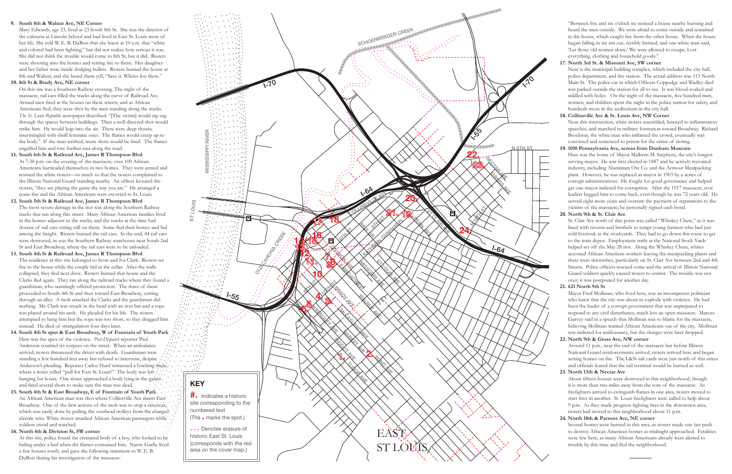**9. South 8th & Walnut Ave, NE Corner**

Mary Edwards, age 23, lived at 23 South 8th St. She was the director of the cafeteria at Lincoln School and had lived in East St. Louis most of her life. She told W. E. B. DuBois that she knew at 10 a.m. that "white and colored had been fighting," but did not realize how serious it was. She did not think the trouble would come to 8th St, but it did. Rioters were shooting into the homes and setting fire to them. Her daughter and her father were inside dodging bullets. Rioters burned the house at 8th and Walnut, and she heard them yell, "Save it. Whites live there."

**10. 8th St & Brady Ave, NE corner**

On this site was a Southern Railway crossing. The night of the massacre, rail cars filled the tracks along the curve of Railroad Ave. Armed men fired at the houses on these streets, and as African Americans fled, they were shot by the men standing along the tracks. *The St. Louis Republic* newspaper described: "[The victim] would zig-zag through the spaces between buildings. Then a well-directed shot would strike him. He would leap into the air. There were deep shouts, intermingled with shrill feminine ones. The flames would creep up to the body." If the man writhed, more shots would be fired. The flames engulfed him and tore further east along the road.

**11. South 6th St & Railroad Ave, James R Thompson Blvd**

At 7:30 p.m. on the evening of the massacre, over 100 African Americans barricaded themselves in two homes. They were armed and resisted the white rioters—so much so that the rioters complained to the Illinois National Guard standing nearby. An officer lectured the rioters, "they are playing the game the way you are." He arranged a cease-fire and the African Americans were escorted to St. Louis.

**12. South 5th St & Railroad Ave, James R Thompson Blvd**

The most severe damage in the riot was along the Southern Railway tracks that ran along this street. Many African American families lived in the homes adjacent to the tracks, and the tracks at the time had dozens of rail cars sitting still on them. Some fled their homes and hid among the freight. Rioters burned the rail cars. In the end, 44 rail cars were destroyed, as was the Southern Railway warehouse near South 2nd St and East Broadway, where the rail cars were to be unloaded.

**13. South 4th St & Railroad Ave, James R Thompson Blvd**

The residence at this site belonged to Scott and Iva Clark. Rioters set fire to the house while the couple hid in the cellar. After the walls collapsed, they fled next door. Rioters burned that house and the Clarks fled again. They ran along the railroad tracks where they found a guardsman, who seemingly offered protection. The three of them proceeded to South 4th St and then toward East Broadway, cutting through an alley. A mob attacked the Clarks and the guardsman did nothing. Mr. Clark was struck in the head with an iron bar and a rope was placed around his neck. He pleaded for his life. The rioters attempted to hang him but the rope was too short, so they dragged him instead. He died of strangulation four days later.

**14. South 4th St spur & East Broadway, W of Fountain of Youth Park**

Here was the apex of the violence. *Post-Dispatch* reporter Paul Anderson counted six corpses on the street. When an ambulance arrived, rioters threatened the driver with death. Guardsman were standing a few hundred feet away but refused to intervene, despite Anderson's pleading. Reporter Carlos Hurd witnessed a lynching there, where a rioter yelled "pull for East St. Louis!" The body was left hanging for hours. One rioter approached a body lying in the gutter and fired several shots to make sure the man was dead.

**15. South 4th St & East Broadway, E of Fountain of Youth Park**

An African American man was shot where Collinsville Ave meets East Broadway. One of the first actions of the mob was to stop a streetcar, which was easily done by pulling the overhead trolleys from the charged electric wire. White rioters attacked African American passengers while soldiers stood and watched.

**16. North 4th & Division St, SW corner**

At this site, police found the cremated body of a boy, who looked to be hiding under a bed when the flames consumed him. Narsis Gurlie lived a few houses south, and gave the following statement to W. E. B. DuBois during his investigation of the massacre:

"Between five and six o'clock we noticed a house nearby burning and heard the men outside. We were afraid to come outside and remained in the house, which caught fire from the other house. When the house began falling in we ran out, terribly burned, and one white man said, 'Let those old women alone.' We were allowed to escape. Lost everything, clothing and household goods."

**17. North 3rd St. & Missouri Ave, SW corner**

Near is the municipal building complex, which included the city hall, police department, and fire station. The actual address was 115 North Main St. The police car in which Officers Coppedge and Wadley died was parked outside the station for all to see. It was blood-soaked and riddled with holes. On the night of the massacre, five hundred men, women, and children spent the night in the police station for safety, and hundreds more in the auditorium in the city hall.

**18. Collinsville Ave & St. Louis Ave, NW Corner**

Near this intersection, white rioters assembled, listened to inflammatory speeches, and marched in military formation toward Broadway. Richard Brockway, the white man who inflamed the crowd, eventually was convicted and sentenced to prison for the crime of rioting.

**19. 1010 Pennsylvania Ave, across from Dunham Museum**

Here was the home of Mayor Malbern M. Stephens, the city's longest serving mayor. He was first elected in 1887 and he actively recruited industry, including Aluminum Ore Co. and the Armour Meatpacking plant. However, he was replaced as mayor in 1903 by a series of corrupt administrations. He fought for good governance and helped get one mayor indicted for corruption. After the 1917 massacre, civic leaders begged him to come back, even though he was 72 years old. He served eight more years and oversaw the payment of reparations to the victims of the massacre; he personally signed each bond.

**20. North 9th & St. Clair Ave**

St. Clair Ave north of this point was called "Whiskey Chute," as it was lined with taverns and brothels to tempt young farmers who had just sold livestock at the stockyards. They had to go down this route to get to the train depot. Employment strife at the National Stock Yards helped set off the May 28 riot. Along the Whiskey Chute, whites accosted African American workers leaving the meatpacking plants and there were skirmishes, particularly on St. Clair Ave between 2nd and 4th Streets. Police officers rescued some and the arrival of Illinois National Guard soldiers quickly caused rioters to scatter. The trouble was not over; it was postponed for another day.

**21. 621 North 9th St**

Mayor Fred Mollman, who lived here, was an incompetent politician who knew that the city was about to explode with violence. He had been the leader of a corrupt government that was unprepared to respond to any civil disturbance, much less an open massacre. Marcus Garvey said in a speech that Mollman was to blame for the massacre, believing Mollman wanted African Americans out of the city. Mollman was indicted for malfeasance, but the charges were later dropped.

**22. North 9th & Gross Ave, NW corner**

Around 11 p.m., near the end of the massacre but before Illinois National Guard reinforcements arrived, rioters arrived here and began setting homes on fire. The L&N rail yards were just north of this street and officials feared that the rail terminal would be burned as well.

**23. North 13th & Nectar Ave**

About fifteen houses were destroyed in this neighborhood, though it is more than two miles away from the core of the massacre. As firefighters arrived to extinguish flames in one area, rioters moved to start fires in another. St. Louis firefighters were called to help about 9 p.m. As they made progress fighting fires in the downtown area, rioters had moved to this neighborhood about 11 p.m.

**24. North 18th & Parsons Ave, NE corner**

Several homes were burned in this area, as rioters made one last push to destroy African American homes as midnight approached. Fatalities were few here, as many African Americans already were alerted to trouble by this time and fled the neighborhood.

SCHOENBERGER CREEK
I-70
I-70
I-55
I-64
I-64
I-55
MISSISSIPPI RIVER
ST LOUIS
OLD CAHOKIA CREEK
N 9TH ST
EAST ST LOUIS

**KEY**

**#.** Indicates a historic site corresponding to the numbered text (The . marks the spot.)

- - - Denotes erasure of historic East St. Louis (corresponds with the red area on the cover map.)